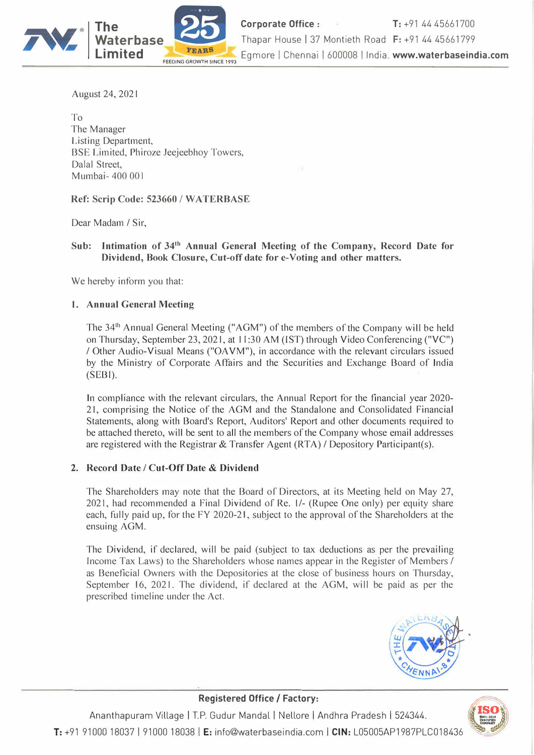August 24, 2021

To
The Manager
Listing Department,
BSE Limited, Phiroze Jeejeebhoy Towers,
Dalal Street,
Mumbai- 400 001

**Ref: Scrip Code: 523660 / WATERBASE**

Dear Madam / Sir,

**Sub: Intimation of 34th Annual General Meeting of the Company, Record Date for Dividend, Book Closure, Cut-off date for e-Voting and other matters.**

We hereby inform you that:

**1. Annual General Meeting**

The 34th Annual General Meeting ("AGM") of the members of the Company will be held on Thursday, September 23, 2021, at 11:30 AM (IST) through Video Conferencing ("VC") / Other Audio-Visual Means ("OAVM"), in accordance with the relevant circulars issued by the Ministry of Corporate Affairs and the Securities and Exchange Board of India (SEBI).

In compliance with the relevant circulars, the Annual Report for the financial year 2020-21, comprising the Notice of the AGM and the Standalone and Consolidated Financial Statements, along with Board's Report, Auditors' Report and other documents required to be attached thereto, will be sent to all the members of the Company whose email addresses are registered with the Registrar & Transfer Agent (RTA) / Depository Participant(s).

**2. Record Date / Cut-Off Date & Dividend**

The Shareholders may note that the Board of Directors, at its Meeting held on May 27, 2021, had recommended a Final Dividend of Re. 1/- (Rupee One only) per equity share each, fully paid up, for the FY 2020-21, subject to the approval of the Shareholders at the ensuing AGM.

The Dividend, if declared, will be paid (subject to tax deductions as per the prevailing Income Tax Laws) to the Shareholders whose names appear in the Register of Members / as Beneficial Owners with the Depositories at the close of business hours on Thursday, September 16, 2021. The dividend, if declared at the AGM, will be paid as per the prescribed timeline under the Act.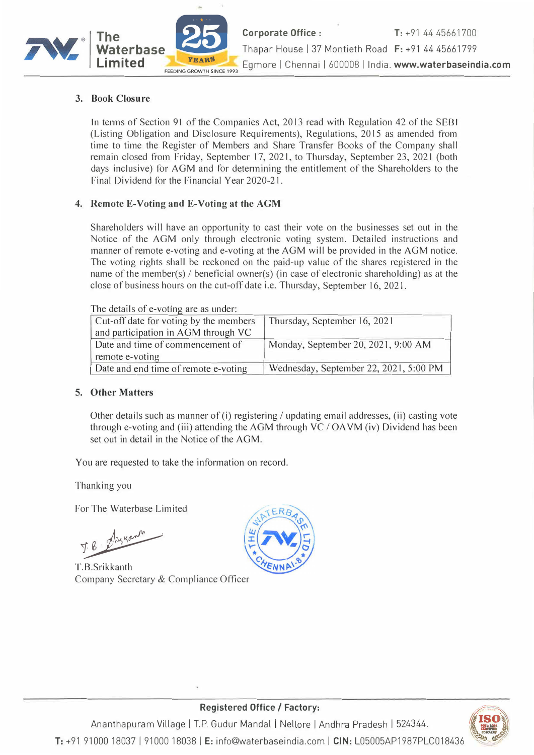### 3. Book Closure

In terms of Section 91 of the Companies Act, 2013 read with Regulation 42 of the SEBI (Listing Obligation and Disclosure Requirements), Regulations, 2015 as amended from time to time the Register of Members and Share Transfer Books of the Company shall remain closed from Friday, September 17, 2021, to Thursday, September 23, 2021 (both days inclusive) for AGM and for determining the entitlement of the Shareholders to the Final Dividend for the Financial Year 2020-21.

### 4. Remote E-Voting and E-Voting at the AGM

Shareholders will have an opportunity to cast their vote on the businesses set out in the Notice of the AGM only through electronic voting system. Detailed instructions and manner of remote e-voting and e-voting at the AGM will be provided in the AGM notice. The voting rights shall be reckoned on the paid-up value of the shares registered in the name of the member(s) / beneficial owner(s) (in case of electronic shareholding) as at the close of business hours on the cut-off date i.e. Thursday, September 16, 2021.

The details of e-voting are as under:

| | |
|---|---|
| Cut-off date for voting by the members and participation in AGM through VC | Thursday, September 16, 2021 |
| Date and time of commencement of remote e-voting | Monday, September 20, 2021, 9:00 AM |
| Date and end time of remote e-voting | Wednesday, September 22, 2021, 5:00 PM |

### 5. Other Matters

Other details such as manner of (i) registering / updating email addresses, (ii) casting vote through e-voting and (iii) attending the AGM through VC / OAVM (iv) Dividend has been set out in detail in the Notice of the AGM.

You are requested to take the information on record.

Thanking you

For The Waterbase Limited

T.B.Srikkanth
Company Secretary & Compliance Officer